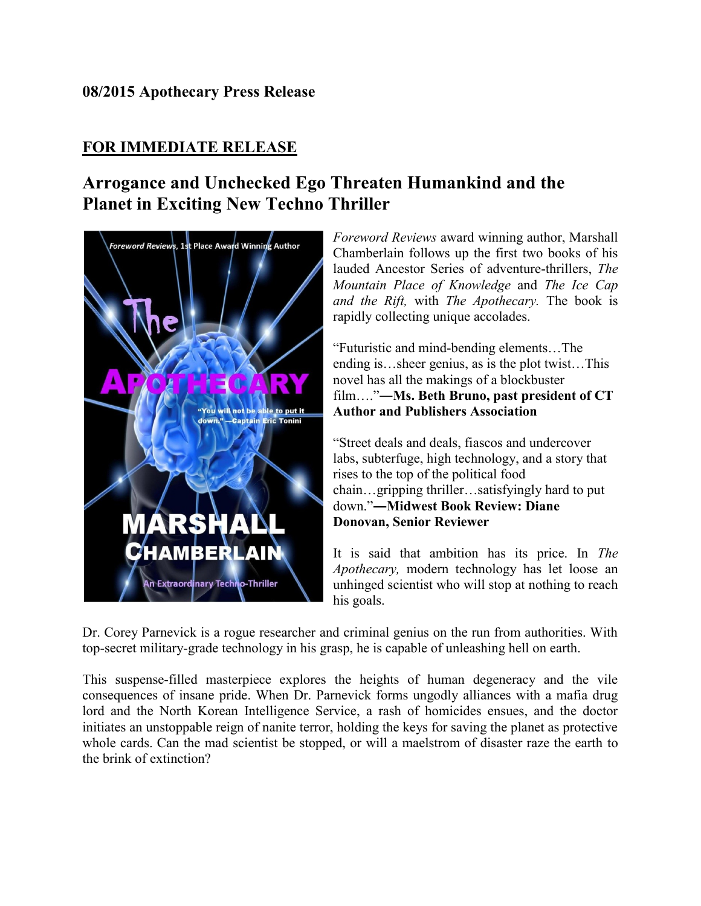**08/2015 Apothecary Press Release**

**FOR IMMEDIATE RELEASE**

## Arrogance and Unchecked Ego Threaten Humankind and the Planet in Exciting New Techno Thriller

*Foreword Reviews* award winning author, Marshall Chamberlain follows up the first two books of his lauded Ancestor Series of adventure-thrillers, *The Mountain Place of Knowledge* and *The Ice Cap and the Rift,* with *The Apothecary.* The book is rapidly collecting unique accolades.

"Futuristic and mind-bending elements…The ending is…sheer genius, as is the plot twist…This novel has all the makings of a blockbuster film…."**—Ms. Beth Bruno, past president of CT Author and Publishers Association**

"Street deals and deals, fiascos and undercover labs, subterfuge, high technology, and a story that rises to the top of the political food chain…gripping thriller…satisfyingly hard to put down."**—Midwest Book Review: Diane Donovan, Senior Reviewer**

It is said that ambition has its price. In *The Apothecary,* modern technology has let loose an unhinged scientist who will stop at nothing to reach his goals.

Dr. Corey Parnevick is a rogue researcher and criminal genius on the run from authorities. With top-secret military-grade technology in his grasp, he is capable of unleashing hell on earth.

This suspense-filled masterpiece explores the heights of human degeneracy and the vile consequences of insane pride. When Dr. Parnevick forms ungodly alliances with a mafia drug lord and the North Korean Intelligence Service, a rash of homicides ensues, and the doctor initiates an unstoppable reign of nanite terror, holding the keys for saving the planet as protective whole cards. Can the mad scientist be stopped, or will a maelstrom of disaster raze the earth to the brink of extinction?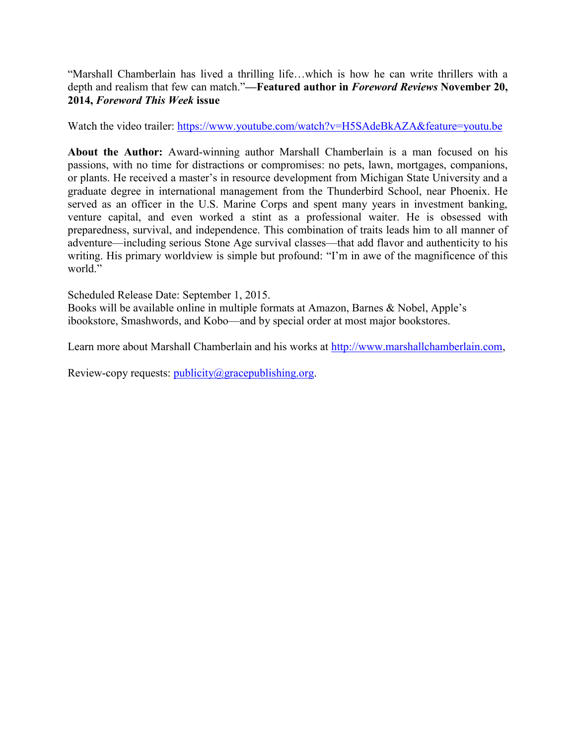"Marshall Chamberlain has lived a thrilling life…which is how he can write thrillers with a depth and realism that few can match."**—Featured author in *Foreword Reviews* November 20, 2014, *Foreword This Week* issue**

Watch the video trailer: https://www.youtube.com/watch?v=H5SAdeBkAZA&feature=youtu.be

**About the Author:** Award-winning author Marshall Chamberlain is a man focused on his passions, with no time for distractions or compromises: no pets, lawn, mortgages, companions, or plants. He received a master's in resource development from Michigan State University and a graduate degree in international management from the Thunderbird School, near Phoenix. He served as an officer in the U.S. Marine Corps and spent many years in investment banking, venture capital, and even worked a stint as a professional waiter. He is obsessed with preparedness, survival, and independence. This combination of traits leads him to all manner of adventure—including serious Stone Age survival classes—that add flavor and authenticity to his writing. His primary worldview is simple but profound: "I'm in awe of the magnificence of this world."

Scheduled Release Date: September 1, 2015.
Books will be available online in multiple formats at Amazon, Barnes & Nobel, Apple's ibookstore, Smashwords, and Kobo—and by special order at most major bookstores.

Learn more about Marshall Chamberlain and his works at http://www.marshallchamberlain.com,

Review-copy requests: publicity@gracepublishing.org.